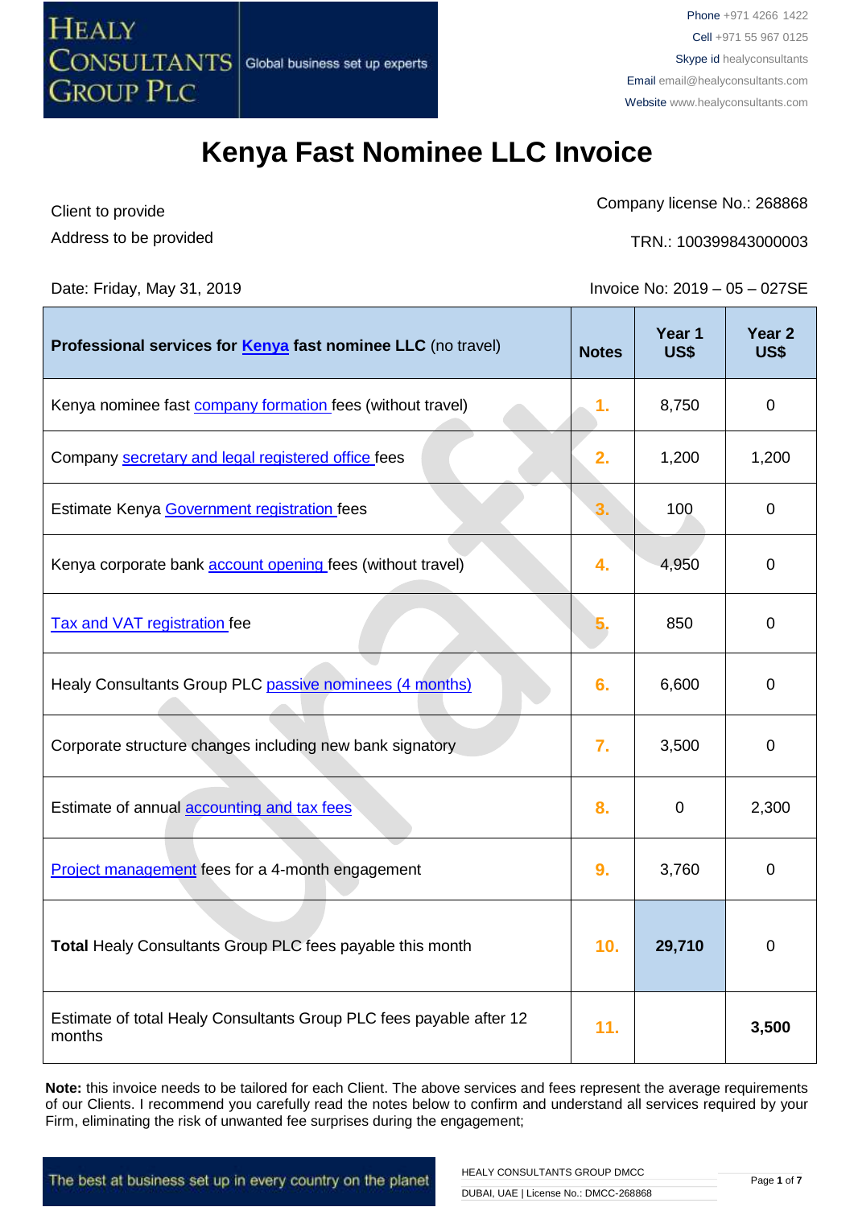HEALY CONSULTANTS GROUP PLC | Global business set up experts

Phone +971 4266 1422
Cell +971 55 967 0125
Skype id healyconsultants
Email email@healyconsultants.com
Website www.healyconsultants.com

# Kenya Fast Nominee LLC Invoice

Client to provide
Address to be provided

Company license No.: 268868

TRN.: 100399843000003

Date: Friday, May 31, 2019

Invoice No: 2019 – 05 – 027SE

| **Professional services for Kenya fast nominee LLC** (no travel) | **Notes** | **Year 1 US$** | **Year 2 US$** |
|---|---|---|---|
| Kenya nominee fast company formation fees (without travel) | 1. | 8,750 | 0 |
| Company secretary and legal registered office fees | 2. | 1,200 | 1,200 |
| Estimate Kenya Government registration fees | 3. | 100 | 0 |
| Kenya corporate bank account opening fees (without travel) | 4. | 4,950 | 0 |
| Tax and VAT registration fee | 5. | 850 | 0 |
| Healy Consultants Group PLC passive nominees (4 months) | 6. | 6,600 | 0 |
| Corporate structure changes including new bank signatory | 7. | 3,500 | 0 |
| Estimate of annual accounting and tax fees | 8. | 0 | 2,300 |
| Project management fees for a 4-month engagement | 9. | 3,760 | 0 |
| **Total** Healy Consultants Group PLC fees payable this month | 10. | **29,710** | 0 |
| Estimate of total Healy Consultants Group PLC fees payable after 12 months | 11. | | **3,500** |

**Note:** this invoice needs to be tailored for each Client. The above services and fees represent the average requirements of our Clients. I recommend you carefully read the notes below to confirm and understand all services required by your Firm, eliminating the risk of unwanted fee surprises during the engagement;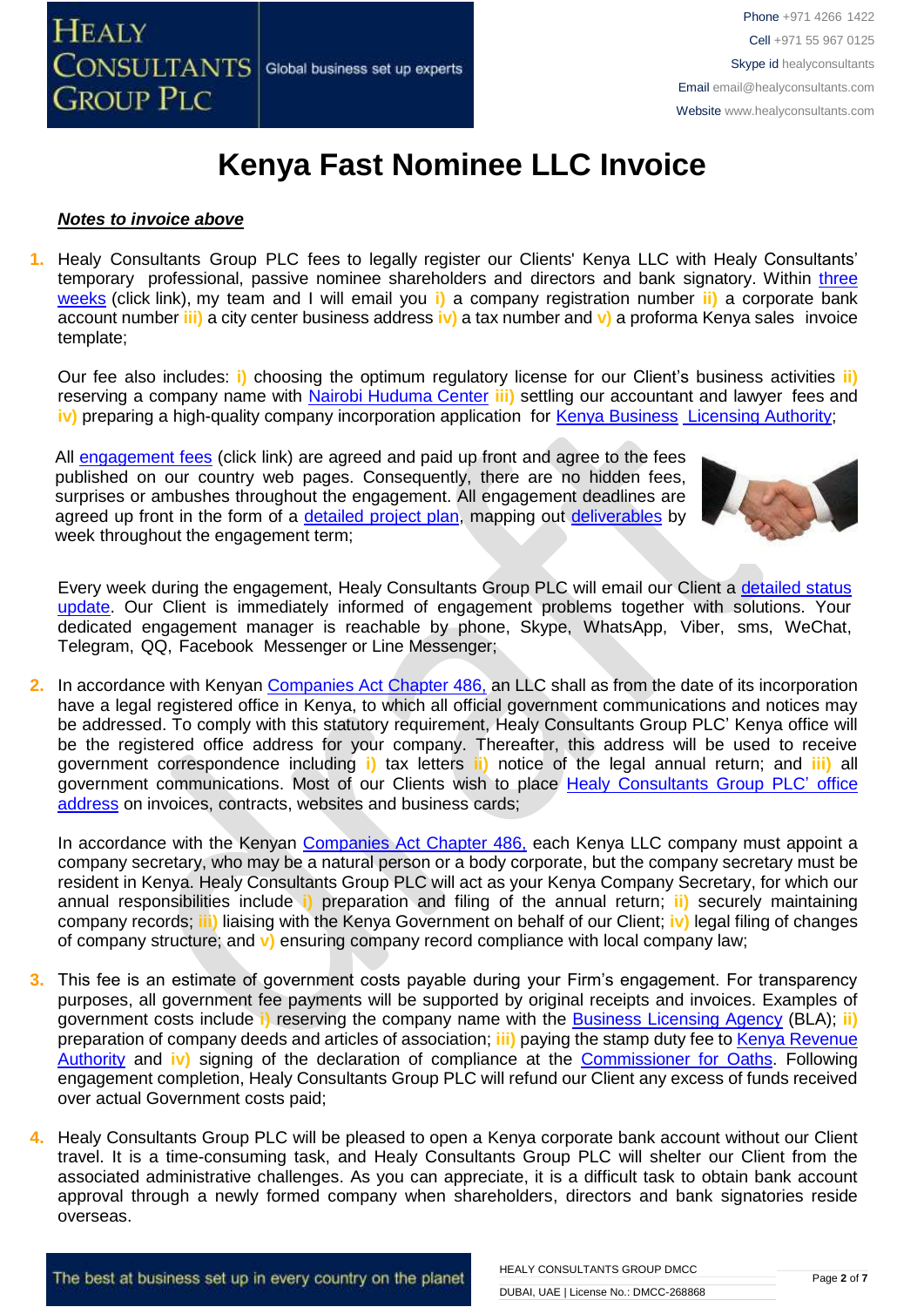# Kenya Fast Nominee LLC Invoice

***Notes to invoice above***

1. Healy Consultants Group PLC fees to legally register our Clients' Kenya LLC with Healy Consultants' temporary professional, passive nominee shareholders and directors and bank signatory. Within three weeks (click link), my team and I will email you **i)** a company registration number **ii)** a corporate bank account number **iii)** a city center business address **iv)** a tax number and **v)** a proforma Kenya sales invoice template;

   Our fee also includes: **i)** choosing the optimum regulatory license for our Client's business activities **ii)** reserving a company name with Nairobi Huduma Center **iii)** settling our accountant and lawyer fees and **iv)** preparing a high-quality company incorporation application for Kenya Business Licensing Authority;

   All engagement fees (click link) are agreed and paid up front and agree to the fees published on our country web pages. Consequently, there are no hidden fees, surprises or ambushes throughout the engagement. All engagement deadlines are agreed up front in the form of a detailed project plan, mapping out deliverables by week throughout the engagement term;

   Every week during the engagement, Healy Consultants Group PLC will email our Client a detailed status update. Our Client is immediately informed of engagement problems together with solutions. Your dedicated engagement manager is reachable by phone, Skype, WhatsApp, Viber, sms, WeChat, Telegram, QQ, Facebook Messenger or Line Messenger;

2. In accordance with Kenyan Companies Act Chapter 486, an LLC shall as from the date of its incorporation have a legal registered office in Kenya, to which all official government communications and notices may be addressed. To comply with this statutory requirement, Healy Consultants Group PLC' Kenya office will be the registered office address for your company. Thereafter, this address will be used to receive government correspondence including **i)** tax letters **ii)** notice of the legal annual return; and **iii)** all government communications. Most of our Clients wish to place Healy Consultants Group PLC' office address on invoices, contracts, websites and business cards;

   In accordance with the Kenyan Companies Act Chapter 486, each Kenya LLC company must appoint a company secretary, who may be a natural person or a body corporate, but the company secretary must be resident in Kenya. Healy Consultants Group PLC will act as your Kenya Company Secretary, for which our annual responsibilities include **i)** preparation and filing of the annual return; **ii)** securely maintaining company records; **iii)** liaising with the Kenya Government on behalf of our Client; **iv)** legal filing of changes of company structure; and **v)** ensuring company record compliance with local company law;

3. This fee is an estimate of government costs payable during your Firm's engagement. For transparency purposes, all government fee payments will be supported by original receipts and invoices. Examples of government costs include **i)** reserving the company name with the Business Licensing Agency (BLA); **ii)** preparation of company deeds and articles of association; **iii)** paying the stamp duty fee to Kenya Revenue Authority and **iv)** signing of the declaration of compliance at the Commissioner for Oaths. Following engagement completion, Healy Consultants Group PLC will refund our Client any excess of funds received over actual Government costs paid;

4. Healy Consultants Group PLC will be pleased to open a Kenya corporate bank account without our Client travel. It is a time-consuming task, and Healy Consultants Group PLC will shelter our Client from the associated administrative challenges. As you can appreciate, it is a difficult task to obtain bank account approval through a newly formed company when shareholders, directors and bank signatories reside overseas.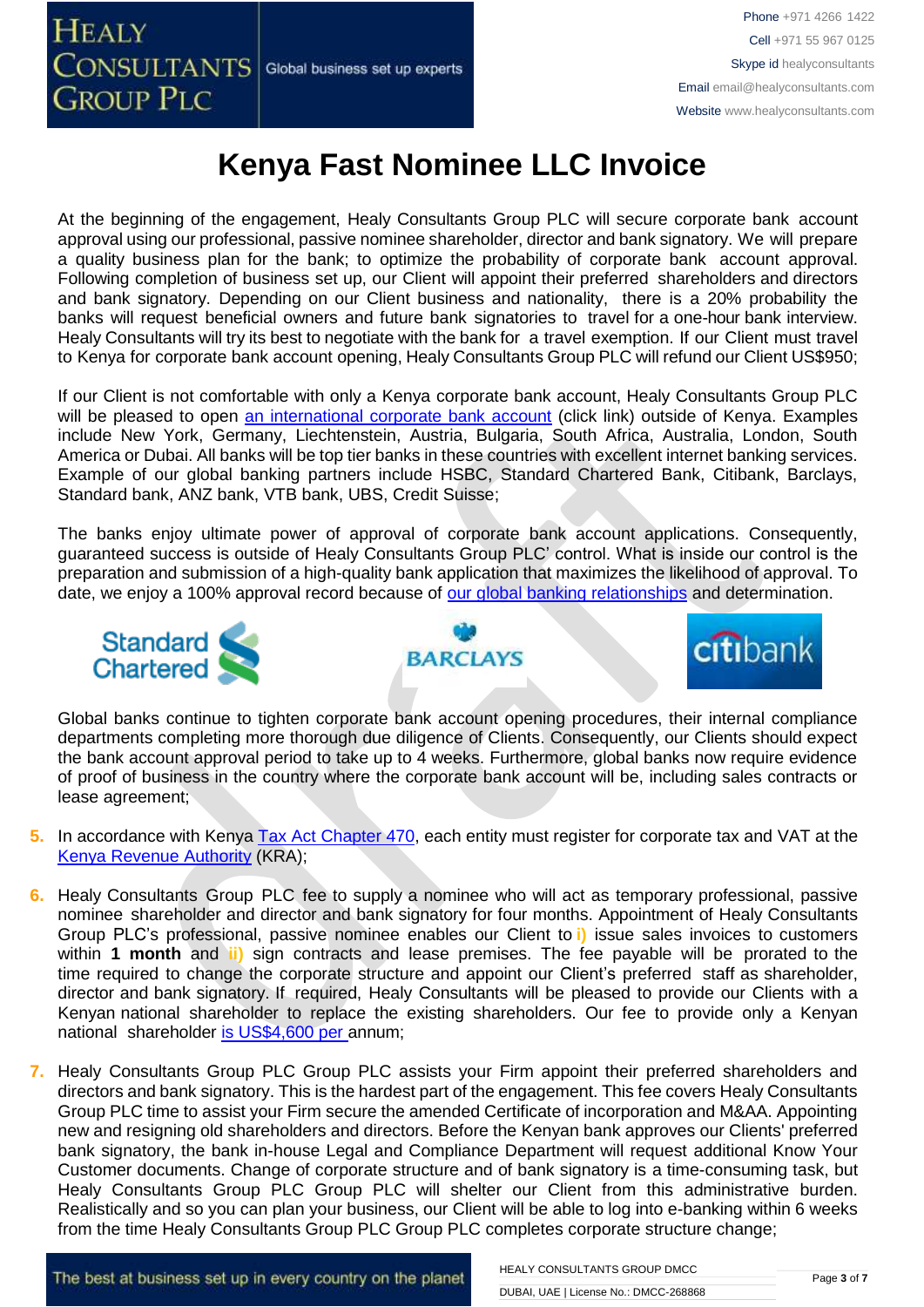# Kenya Fast Nominee LLC Invoice

At the beginning of the engagement, Healy Consultants Group PLC will secure corporate bank account approval using our professional, passive nominee shareholder, director and bank signatory. We will prepare a quality business plan for the bank; to optimize the probability of corporate bank account approval. Following completion of business set up, our Client will appoint their preferred shareholders and directors and bank signatory. Depending on our Client business and nationality, there is a 20% probability the banks will request beneficial owners and future bank signatories to travel for a one-hour bank interview. Healy Consultants will try its best to negotiate with the bank for a travel exemption. If our Client must travel to Kenya for corporate bank account opening, Healy Consultants Group PLC will refund our Client US$950;

If our Client is not comfortable with only a Kenya corporate bank account, Healy Consultants Group PLC will be pleased to open an international corporate bank account (click link) outside of Kenya. Examples include New York, Germany, Liechtenstein, Austria, Bulgaria, South Africa, Australia, London, South America or Dubai. All banks will be top tier banks in these countries with excellent internet banking services. Example of our global banking partners include HSBC, Standard Chartered Bank, Citibank, Barclays, Standard bank, ANZ bank, VTB bank, UBS, Credit Suisse;

The banks enjoy ultimate power of approval of corporate bank account applications. Consequently, guaranteed success is outside of Healy Consultants Group PLC' control. What is inside our control is the preparation and submission of a high-quality bank application that maximizes the likelihood of approval. To date, we enjoy a 100% approval record because of our global banking relationships and determination.

Global banks continue to tighten corporate bank account opening procedures, their internal compliance departments completing more thorough due diligence of Clients. Consequently, our Clients should expect the bank account approval period to take up to 4 weeks. Furthermore, global banks now require evidence of proof of business in the country where the corporate bank account will be, including sales contracts or lease agreement;

5. In accordance with Kenya Tax Act Chapter 470, each entity must register for corporate tax and VAT at the Kenya Revenue Authority (KRA);

6. Healy Consultants Group PLC fee to supply a nominee who will act as temporary professional, passive nominee shareholder and director and bank signatory for four months. Appointment of Healy Consultants Group PLC's professional, passive nominee enables our Client to i) issue sales invoices to customers within **1 month** and ii) sign contracts and lease premises. The fee payable will be prorated to the time required to change the corporate structure and appoint our Client's preferred staff as shareholder, director and bank signatory. If required, Healy Consultants will be pleased to provide our Clients with a Kenyan national shareholder to replace the existing shareholders. Our fee to provide only a Kenyan national shareholder is US$4,600 per annum;

7. Healy Consultants Group PLC Group PLC assists your Firm appoint their preferred shareholders and directors and bank signatory. This is the hardest part of the engagement. This fee covers Healy Consultants Group PLC time to assist your Firm secure the amended Certificate of incorporation and M&AA. Appointing new and resigning old shareholders and directors. Before the Kenyan bank approves our Clients' preferred bank signatory, the bank in-house Legal and Compliance Department will request additional Know Your Customer documents. Change of corporate structure and of bank signatory is a time-consuming task, but Healy Consultants Group PLC Group PLC will shelter our Client from this administrative burden. Realistically and so you can plan your business, our Client will be able to log into e-banking within 6 weeks from the time Healy Consultants Group PLC Group PLC completes corporate structure change;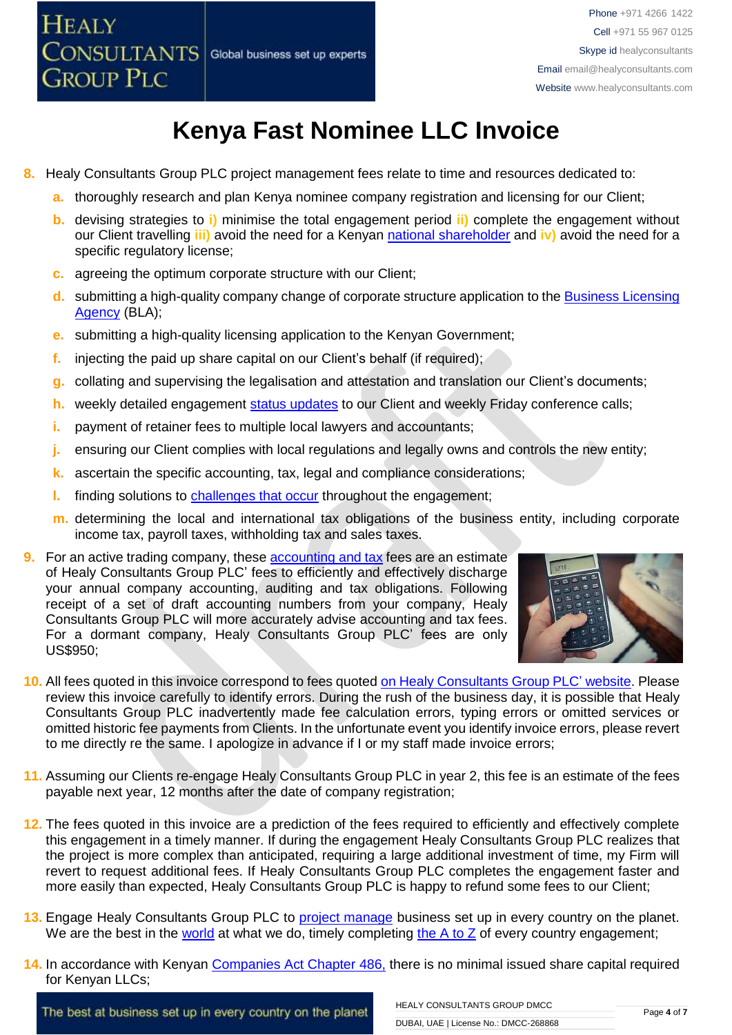# Kenya Fast Nominee LLC Invoice

8. Healy Consultants Group PLC project management fees relate to time and resources dedicated to:
   a. thoroughly research and plan Kenya nominee company registration and licensing for our Client;
   b. devising strategies to i) minimise the total engagement period ii) complete the engagement without our Client travelling iii) avoid the need for a Kenyan national shareholder and iv) avoid the need for a specific regulatory license;
   c. agreeing the optimum corporate structure with our Client;
   d. submitting a high-quality company change of corporate structure application to the Business Licensing Agency (BLA);
   e. submitting a high-quality licensing application to the Kenyan Government;
   f. injecting the paid up share capital on our Client's behalf (if required);
   g. collating and supervising the legalisation and attestation and translation our Client's documents;
   h. weekly detailed engagement status updates to our Client and weekly Friday conference calls;
   i. payment of retainer fees to multiple local lawyers and accountants;
   j. ensuring our Client complies with local regulations and legally owns and controls the new entity;
   k. ascertain the specific accounting, tax, legal and compliance considerations;
   l. finding solutions to challenges that occur throughout the engagement;
   m. determining the local and international tax obligations of the business entity, including corporate income tax, payroll taxes, withholding tax and sales taxes.

9. For an active trading company, these accounting and tax fees are an estimate of Healy Consultants Group PLC' fees to efficiently and effectively discharge your annual company accounting, auditing and tax obligations. Following receipt of a set of draft accounting numbers from your company, Healy Consultants Group PLC will more accurately advise accounting and tax fees. For a dormant company, Healy Consultants Group PLC' fees are only US$950;

10. All fees quoted in this invoice correspond to fees quoted on Healy Consultants Group PLC' website. Please review this invoice carefully to identify errors. During the rush of the business day, it is possible that Healy Consultants Group PLC inadvertently made fee calculation errors, typing errors or omitted services or omitted historic fee payments from Clients. In the unfortunate event you identify invoice errors, please revert to me directly re the same. I apologize in advance if I or my staff made invoice errors;

11. Assuming our Clients re-engage Healy Consultants Group PLC in year 2, this fee is an estimate of the fees payable next year, 12 months after the date of company registration;

12. The fees quoted in this invoice are a prediction of the fees required to efficiently and effectively complete this engagement in a timely manner. If during the engagement Healy Consultants Group PLC realizes that the project is more complex than anticipated, requiring a large additional investment of time, my Firm will revert to request additional fees. If Healy Consultants Group PLC completes the engagement faster and more easily than expected, Healy Consultants Group PLC is happy to refund some fees to our Client;

13. Engage Healy Consultants Group PLC to project manage business set up in every country on the planet. We are the best in the world at what we do, timely completing the A to Z of every country engagement;

14. In accordance with Kenyan Companies Act Chapter 486, there is no minimal issued share capital required for Kenyan LLCs;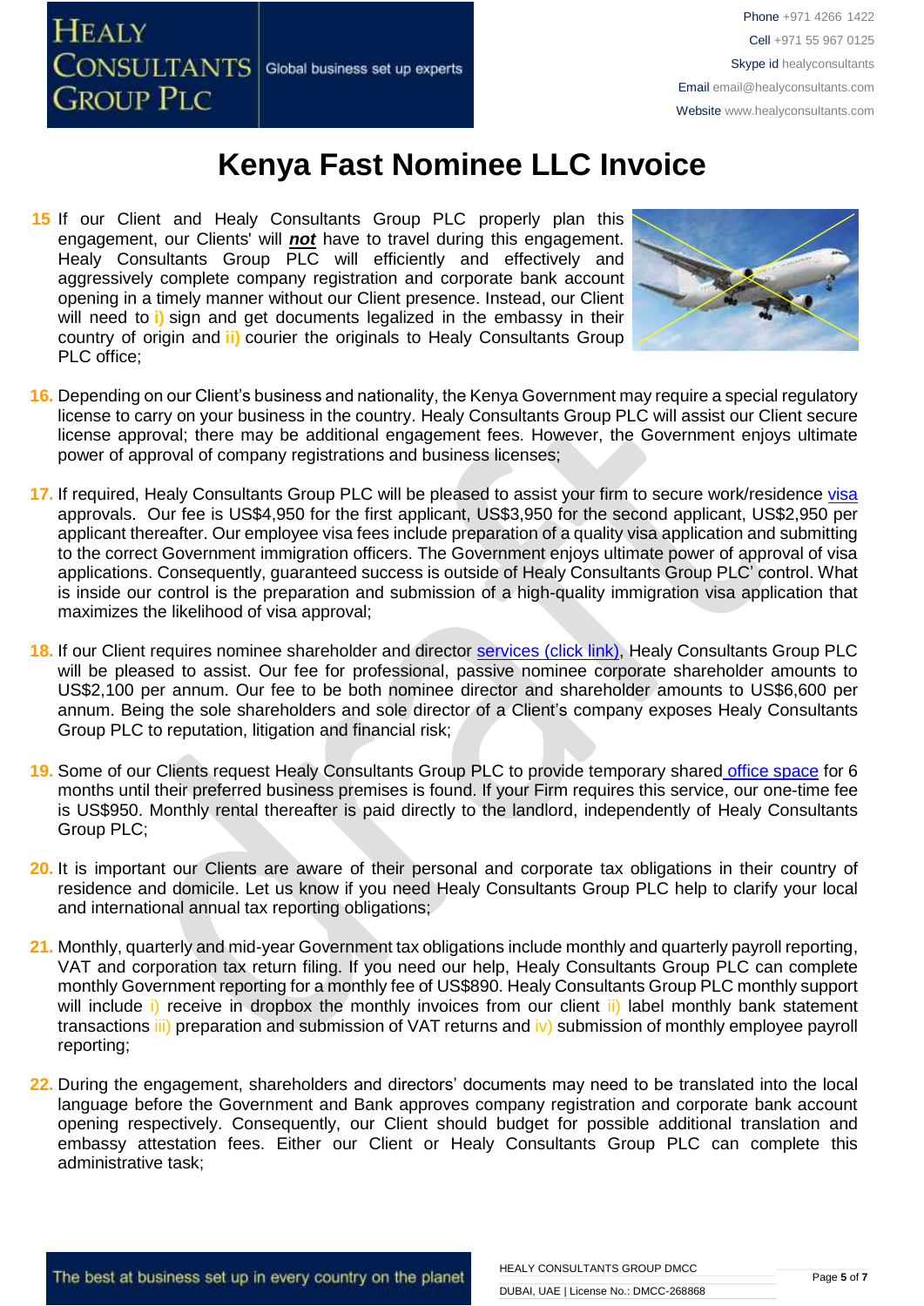# Kenya Fast Nominee LLC Invoice

15. If our Client and Healy Consultants Group PLC properly plan this engagement, our Clients' will ***not*** have to travel during this engagement. Healy Consultants Group PLC will efficiently and effectively and aggressively complete company registration and corporate bank account opening in a timely manner without our Client presence. Instead, our Client will need to **i)** sign and get documents legalized in the embassy in their country of origin and **ii)** courier the originals to Healy Consultants Group PLC office;

16. Depending on our Client's business and nationality, the Kenya Government may require a special regulatory license to carry on your business in the country. Healy Consultants Group PLC will assist our Client secure license approval; there may be additional engagement fees. However, the Government enjoys ultimate power of approval of company registrations and business licenses;

17. If required, Healy Consultants Group PLC will be pleased to assist your firm to secure work/residence visa approvals. Our fee is US$4,950 for the first applicant, US$3,950 for the second applicant, US$2,950 per applicant thereafter. Our employee visa fees include preparation of a quality visa application and submitting to the correct Government immigration officers. The Government enjoys ultimate power of approval of visa applications. Consequently, guaranteed success is outside of Healy Consultants Group PLC' control. What is inside our control is the preparation and submission of a high-quality immigration visa application that maximizes the likelihood of visa approval;

18. If our Client requires nominee shareholder and director services (click link), Healy Consultants Group PLC will be pleased to assist. Our fee for professional, passive nominee corporate shareholder amounts to US$2,100 per annum. Our fee to be both nominee director and shareholder amounts to US$6,600 per annum. Being the sole shareholders and sole director of a Client's company exposes Healy Consultants Group PLC to reputation, litigation and financial risk;

19. Some of our Clients request Healy Consultants Group PLC to provide temporary shared office space for 6 months until their preferred business premises is found. If your Firm requires this service, our one-time fee is US$950. Monthly rental thereafter is paid directly to the landlord, independently of Healy Consultants Group PLC;

20. It is important our Clients are aware of their personal and corporate tax obligations in their country of residence and domicile. Let us know if you need Healy Consultants Group PLC help to clarify your local and international annual tax reporting obligations;

21. Monthly, quarterly and mid-year Government tax obligations include monthly and quarterly payroll reporting, VAT and corporation tax return filing. If you need our help, Healy Consultants Group PLC can complete monthly Government reporting for a monthly fee of US$890. Healy Consultants Group PLC monthly support will include i) receive in dropbox the monthly invoices from our client ii) label monthly bank statement transactions iii) preparation and submission of VAT returns and iv) submission of monthly employee payroll reporting;

22. During the engagement, shareholders and directors' documents may need to be translated into the local language before the Government and Bank approves company registration and corporate bank account opening respectively. Consequently, our Client should budget for possible additional translation and embassy attestation fees. Either our Client or Healy Consultants Group PLC can complete this administrative task;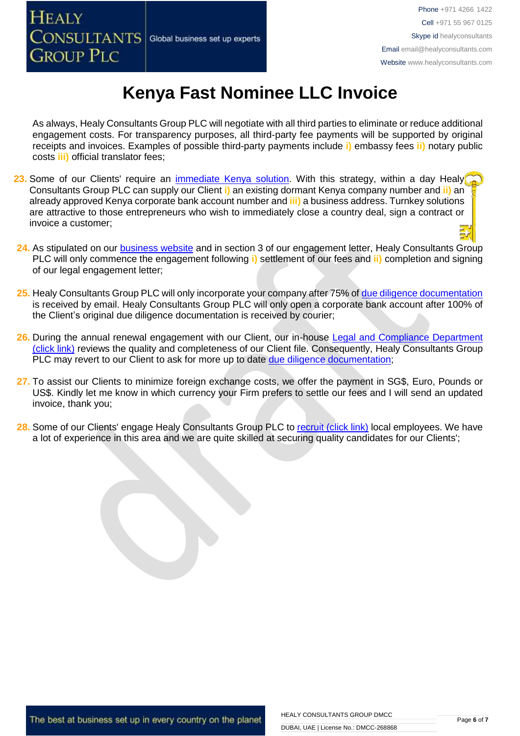# Kenya Fast Nominee LLC Invoice

As always, Healy Consultants Group PLC will negotiate with all third parties to eliminate or reduce additional engagement costs. For transparency purposes, all third-party fee payments will be supported by original receipts and invoices. Examples of possible third-party payments include **i)** embassy fees **ii)** notary public costs **iii)** official translator fees;

23. Some of our Clients' require an [immediate Kenya solution](). With this strategy, within a day Healy Consultants Group PLC can supply our Client **i)** an existing dormant Kenya company number and **ii)** an already approved Kenya corporate bank account number and **iii)** a business address. Turnkey solutions are attractive to those entrepreneurs who wish to immediately close a country deal, sign a contract or invoice a customer;

24. As stipulated on our [business website]() and in section 3 of our engagement letter, Healy Consultants Group PLC will only commence the engagement following **i)** settlement of our fees and **ii)** completion and signing of our legal engagement letter;

25. Healy Consultants Group PLC will only incorporate your company after 75% of [due diligence documentation]() is received by email. Healy Consultants Group PLC will only open a corporate bank account after 100% of the Client's original due diligence documentation is received by courier;

26. During the annual renewal engagement with our Client, our in-house [Legal and Compliance Department (click link)]() reviews the quality and completeness of our Client file. Consequently, Healy Consultants Group PLC may revert to our Client to ask for more up to date [due diligence documentation]();

27. To assist our Clients to minimize foreign exchange costs, we offer the payment in SG$, Euro, Pounds or US$. Kindly let me know in which currency your Firm prefers to settle our fees and I will send an updated invoice, thank you;

28. Some of our Clients' engage Healy Consultants Group PLC to [recruit (click link)]() local employees. We have a lot of experience in this area and we are quite skilled at securing quality candidates for our Clients';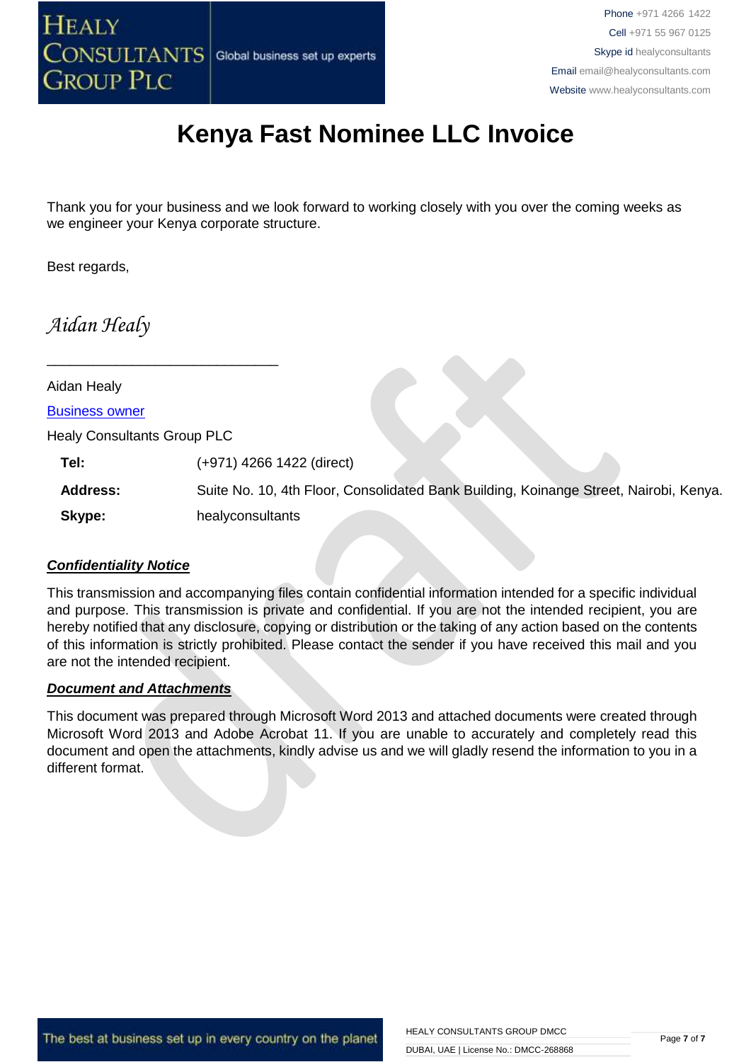# Kenya Fast Nominee LLC Invoice

Thank you for your business and we look forward to working closely with you over the coming weeks as we engineer your Kenya corporate structure.

Best regards,

*Aidan Healy*

_____________________________

Aidan Healy

[Business owner]

Healy Consultants Group PLC

| | |
|---|---|
| **Tel:** | (+971) 4266 1422 (direct) |
| **Address:** | Suite No. 10, 4th Floor, Consolidated Bank Building, Koinange Street, Nairobi, Kenya. |
| **Skype:** | healyconsultants |

***Confidentiality Notice***

This transmission and accompanying files contain confidential information intended for a specific individual and purpose. This transmission is private and confidential. If you are not the intended recipient, you are hereby notified that any disclosure, copying or distribution or the taking of any action based on the contents of this information is strictly prohibited. Please contact the sender if you have received this mail and you are not the intended recipient.

***Document and Attachments***

This document was prepared through Microsoft Word 2013 and attached documents were created through Microsoft Word 2013 and Adobe Acrobat 11. If you are unable to accurately and completely read this document and open the attachments, kindly advise us and we will gladly resend the information to you in a different format.